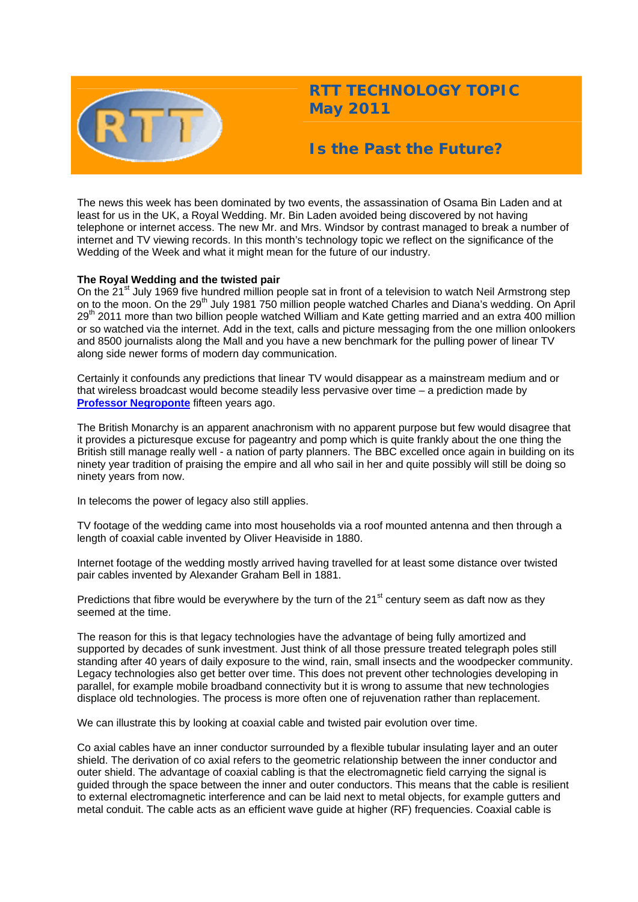# RTT TECHNOLOGY TOPIC May 2011

## Is the Past the Future?

The news this week has been dominated by two events, the assassination of Osama Bin Laden and at least for us in the UK, a Royal Wedding. Mr. Bin Laden avoided being discovered by not having telephone or internet access. The new Mr. and Mrs. Windsor by contrast managed to break a number of internet and TV viewing records. In this month's technology topic we reflect on the significance of the Wedding of the Week and what it might mean for the future of our industry.

**The Royal Wedding and the twisted pair**

On the 21st July 1969 five hundred million people sat in front of a television to watch Neil Armstrong step on to the moon. On the 29th July 1981 750 million people watched Charles and Diana's wedding. On April 29th 2011 more than two billion people watched William and Kate getting married and an extra 400 million or so watched via the internet. Add in the text, calls and picture messaging from the one million onlookers and 8500 journalists along the Mall and you have a new benchmark for the pulling power of linear TV along side newer forms of modern day communication.

Certainly it confounds any predictions that linear TV would disappear as a mainstream medium and or that wireless broadcast would become steadily less pervasive over time – a prediction made by **Professor Negroponte** fifteen years ago.

The British Monarchy is an apparent anachronism with no apparent purpose but few would disagree that it provides a picturesque excuse for pageantry and pomp which is quite frankly about the one thing the British still manage really well - a nation of party planners. The BBC excelled once again in building on its ninety year tradition of praising the empire and all who sail in her and quite possibly will still be doing so ninety years from now.

In telecoms the power of legacy also still applies.

TV footage of the wedding came into most households via a roof mounted antenna and then through a length of coaxial cable invented by Oliver Heaviside in 1880.

Internet footage of the wedding mostly arrived having travelled for at least some distance over twisted pair cables invented by Alexander Graham Bell in 1881.

Predictions that fibre would be everywhere by the turn of the 21st century seem as daft now as they seemed at the time.

The reason for this is that legacy technologies have the advantage of being fully amortized and supported by decades of sunk investment. Just think of all those pressure treated telegraph poles still standing after 40 years of daily exposure to the wind, rain, small insects and the woodpecker community. Legacy technologies also get better over time. This does not prevent other technologies developing in parallel, for example mobile broadband connectivity but it is wrong to assume that new technologies displace old technologies. The process is more often one of rejuvenation rather than replacement.

We can illustrate this by looking at coaxial cable and twisted pair evolution over time.

Co axial cables have an inner conductor surrounded by a flexible tubular insulating layer and an outer shield. The derivation of co axial refers to the geometric relationship between the inner conductor and outer shield. The advantage of coaxial cabling is that the electromagnetic field carrying the signal is guided through the space between the inner and outer conductors. This means that the cable is resilient to external electromagnetic interference and can be laid next to metal objects, for example gutters and metal conduit. The cable acts as an efficient wave guide at higher (RF) frequencies. Coaxial cable is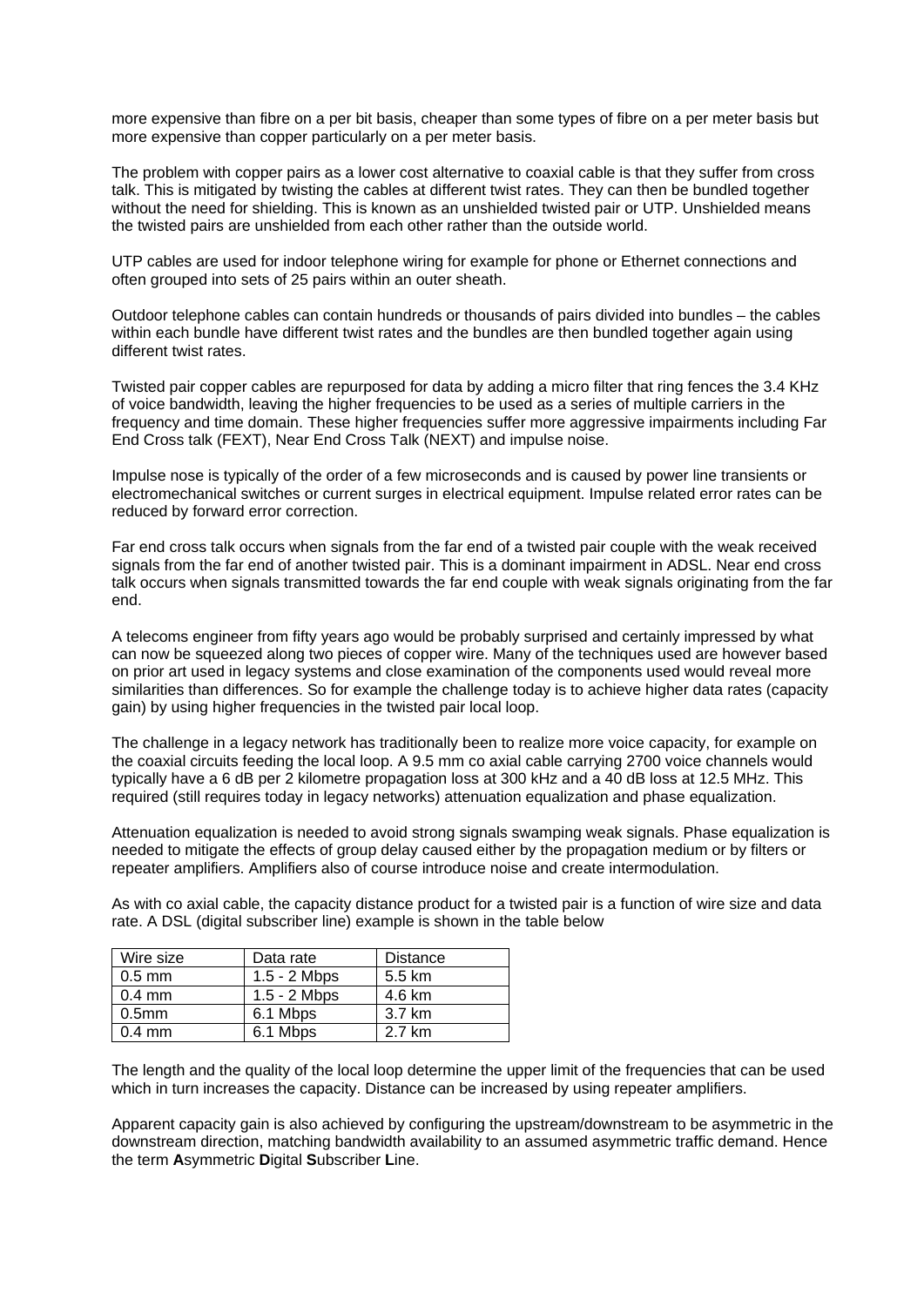more expensive than fibre on a per bit basis, cheaper than some types of fibre on a per meter basis but more expensive than copper particularly on a per meter basis.

The problem with copper pairs as a lower cost alternative to coaxial cable is that they suffer from cross talk. This is mitigated by twisting the cables at different twist rates. They can then be bundled together without the need for shielding. This is known as an unshielded twisted pair or UTP. Unshielded means the twisted pairs are unshielded from each other rather than the outside world.

UTP cables are used for indoor telephone wiring for example for phone or Ethernet connections and often grouped into sets of 25 pairs within an outer sheath.

Outdoor telephone cables can contain hundreds or thousands of pairs divided into bundles – the cables within each bundle have different twist rates and the bundles are then bundled together again using different twist rates.

Twisted pair copper cables are repurposed for data by adding a micro filter that ring fences the 3.4 KHz of voice bandwidth, leaving the higher frequencies to be used as a series of multiple carriers in the frequency and time domain. These higher frequencies suffer more aggressive impairments including Far End Cross talk (FEXT), Near End Cross Talk (NEXT) and impulse noise.

Impulse nose is typically of the order of a few microseconds and is caused by power line transients or electromechanical switches or current surges in electrical equipment. Impulse related error rates can be reduced by forward error correction.

Far end cross talk occurs when signals from the far end of a twisted pair couple with the weak received signals from the far end of another twisted pair. This is a dominant impairment in ADSL. Near end cross talk occurs when signals transmitted towards the far end couple with weak signals originating from the far end.

A telecoms engineer from fifty years ago would be probably surprised and certainly impressed by what can now be squeezed along two pieces of copper wire. Many of the techniques used are however based on prior art used in legacy systems and close examination of the components used would reveal more similarities than differences. So for example the challenge today is to achieve higher data rates (capacity gain) by using higher frequencies in the twisted pair local loop.

The challenge in a legacy network has traditionally been to realize more voice capacity, for example on the coaxial circuits feeding the local loop. A 9.5 mm co axial cable carrying 2700 voice channels would typically have a 6 dB per 2 kilometre propagation loss at 300 kHz and a 40 dB loss at 12.5 MHz. This required (still requires today in legacy networks) attenuation equalization and phase equalization.

Attenuation equalization is needed to avoid strong signals swamping weak signals. Phase equalization is needed to mitigate the effects of group delay caused either by the propagation medium or by filters or repeater amplifiers. Amplifiers also of course introduce noise and create intermodulation.

As with co axial cable, the capacity distance product for a twisted pair is a function of wire size and data rate. A DSL (digital subscriber line) example is shown in the table below

| Wire size | Data rate | Distance |
|---|---|---|
| 0.5 mm | 1.5 - 2 Mbps | 5.5 km |
| 0.4 mm | 1.5 - 2 Mbps | 4.6 km |
| 0.5mm | 6.1 Mbps | 3.7 km |
| 0.4 mm | 6.1 Mbps | 2.7 km |

The length and the quality of the local loop determine the upper limit of the frequencies that can be used which in turn increases the capacity. Distance can be increased by using repeater amplifiers.

Apparent capacity gain is also achieved by configuring the upstream/downstream to be asymmetric in the downstream direction, matching bandwidth availability to an assumed asymmetric traffic demand. Hence the term **A**symmetric **D**igital **S**ubscriber **L**ine.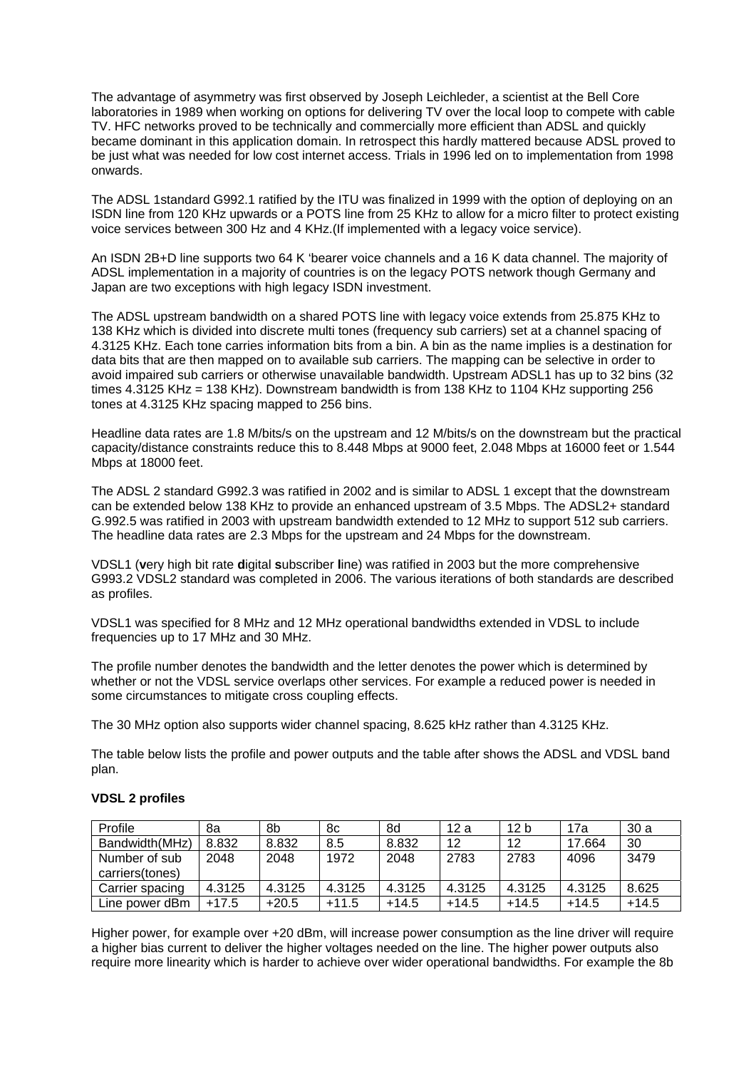The advantage of asymmetry was first observed by Joseph Leichleder, a scientist at the Bell Core laboratories in 1989 when working on options for delivering TV over the local loop to compete with cable TV. HFC networks proved to be technically and commercially more efficient than ADSL and quickly became dominant in this application domain. In retrospect this hardly mattered because ADSL proved to be just what was needed for low cost internet access. Trials in 1996 led on to implementation from 1998 onwards.

The ADSL 1standard G992.1 ratified by the ITU was finalized in 1999 with the option of deploying on an ISDN line from 120 KHz upwards or a POTS line from 25 KHz to allow for a micro filter to protect existing voice services between 300 Hz and 4 KHz.(If implemented with a legacy voice service).

An ISDN 2B+D line supports two 64 K 'bearer voice channels and a 16 K data channel. The majority of ADSL implementation in a majority of countries is on the legacy POTS network though Germany and Japan are two exceptions with high legacy ISDN investment.

The ADSL upstream bandwidth on a shared POTS line with legacy voice extends from 25.875 KHz to 138 KHz which is divided into discrete multi tones (frequency sub carriers) set at a channel spacing of 4.3125 KHz. Each tone carries information bits from a bin. A bin as the name implies is a destination for data bits that are then mapped on to available sub carriers. The mapping can be selective in order to avoid impaired sub carriers or otherwise unavailable bandwidth. Upstream ADSL1 has up to 32 bins (32 times 4.3125 KHz = 138 KHz). Downstream bandwidth is from 138 KHz to 1104 KHz supporting 256 tones at 4.3125 KHz spacing mapped to 256 bins.

Headline data rates are 1.8 M/bits/s on the upstream and 12 M/bits/s on the downstream but the practical capacity/distance constraints reduce this to 8.448 Mbps at 9000 feet, 2.048 Mbps at 16000 feet or 1.544 Mbps at 18000 feet.

The ADSL 2 standard G992.3 was ratified in 2002 and is similar to ADSL 1 except that the downstream can be extended below 138 KHz to provide an enhanced upstream of 3.5 Mbps. The ADSL2+ standard G.992.5 was ratified in 2003 with upstream bandwidth extended to 12 MHz to support 512 sub carriers. The headline data rates are 2.3 Mbps for the upstream and 24 Mbps for the downstream.

VDSL1 (**v**ery high bit rate **d**igital **s**ubscriber **l**ine) was ratified in 2003 but the more comprehensive G993.2 VDSL2 standard was completed in 2006. The various iterations of both standards are described as profiles.

VDSL1 was specified for 8 MHz and 12 MHz operational bandwidths extended in VDSL to include frequencies up to 17 MHz and 30 MHz.

The profile number denotes the bandwidth and the letter denotes the power which is determined by whether or not the VDSL service overlaps other services. For example a reduced power is needed in some circumstances to mitigate cross coupling effects.

The 30 MHz option also supports wider channel spacing, 8.625 kHz rather than 4.3125 KHz.

The table below lists the profile and power outputs and the table after shows the ADSL and VDSL band plan.

**VDSL 2 profiles**

| Profile | 8a | 8b | 8c | 8d | 12 a | 12 b | 17a | 30 a |
|---|---|---|---|---|---|---|---|---|
| Bandwidth(MHz) | 8.832 | 8.832 | 8.5 | 8.832 | 12 | 12 | 17.664 | 30 |
| Number of sub carriers(tones) | 2048 | 2048 | 1972 | 2048 | 2783 | 2783 | 4096 | 3479 |
| Carrier spacing | 4.3125 | 4.3125 | 4.3125 | 4.3125 | 4.3125 | 4.3125 | 4.3125 | 8.625 |
| Line power dBm | +17.5 | +20.5 | +11.5 | +14.5 | +14.5 | +14.5 | +14.5 | +14.5 |

Higher power, for example over +20 dBm, will increase power consumption as the line driver will require a higher bias current to deliver the higher voltages needed on the line. The higher power outputs also require more linearity which is harder to achieve over wider operational bandwidths. For example the 8b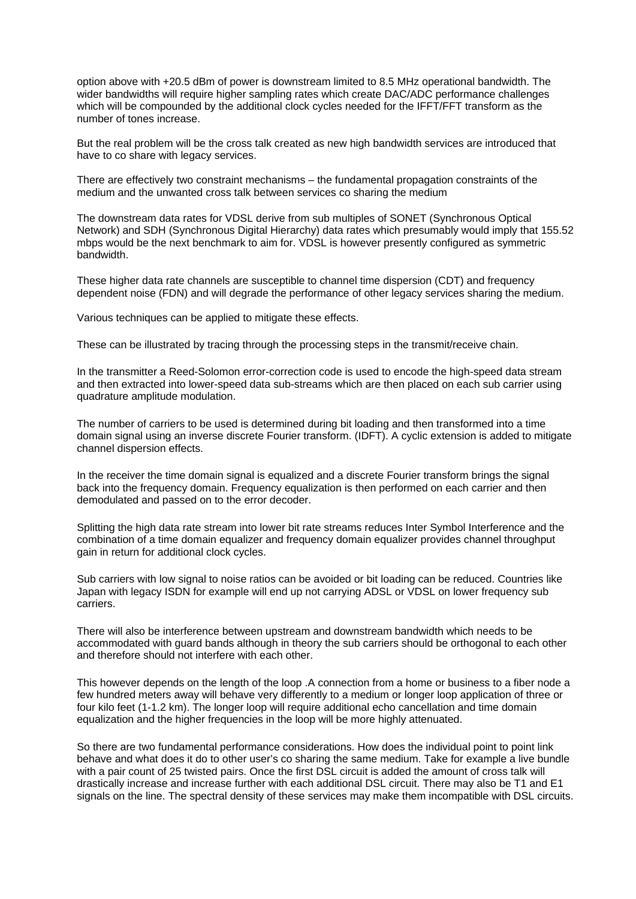option above with +20.5 dBm of power is downstream limited to 8.5 MHz operational bandwidth. The wider bandwidths will require higher sampling rates which create DAC/ADC performance challenges which will be compounded by the additional clock cycles needed for the IFFT/FFT transform as the number of tones increase.

But the real problem will be the cross talk created as new high bandwidth services are introduced that have to co share with legacy services.

There are effectively two constraint mechanisms – the fundamental propagation constraints of the medium and the unwanted cross talk between services co sharing the medium

The downstream data rates for VDSL derive from sub multiples of SONET (Synchronous Optical Network) and SDH (Synchronous Digital Hierarchy) data rates which presumably would imply that 155.52 mbps would be the next benchmark to aim for. VDSL is however presently configured as symmetric bandwidth.

These higher data rate channels are susceptible to channel time dispersion (CDT) and frequency dependent noise (FDN) and will degrade the performance of other legacy services sharing the medium.

Various techniques can be applied to mitigate these effects.

These can be illustrated by tracing through the processing steps in the transmit/receive chain.

In the transmitter a Reed-Solomon error-correction code is used to encode the high-speed data stream and then extracted into lower-speed data sub-streams which are then placed on each sub carrier using quadrature amplitude modulation.

The number of carriers to be used is determined during bit loading and then transformed into a time domain signal using an inverse discrete Fourier transform. (IDFT). A cyclic extension is added to mitigate channel dispersion effects.

In the receiver the time domain signal is equalized and a discrete Fourier transform brings the signal back into the frequency domain. Frequency equalization is then performed on each carrier and then demodulated and passed on to the error decoder.

Splitting the high data rate stream into lower bit rate streams reduces Inter Symbol Interference and the combination of a time domain equalizer and frequency domain equalizer provides channel throughput gain in return for additional clock cycles.

Sub carriers with low signal to noise ratios can be avoided or bit loading can be reduced. Countries like Japan with legacy ISDN for example will end up not carrying ADSL or VDSL on lower frequency sub carriers.

There will also be interference between upstream and downstream bandwidth which needs to be accommodated with guard bands although in theory the sub carriers should be orthogonal to each other and therefore should not interfere with each other.

This however depends on the length of the loop .A connection from a home or business to a fiber node a few hundred meters away will behave very differently to a medium or longer loop application of three or four kilo feet (1-1.2 km). The longer loop will require additional echo cancellation and time domain equalization and the higher frequencies in the loop will be more highly attenuated.

So there are two fundamental performance considerations. How does the individual point to point link behave and what does it do to other user's co sharing the same medium. Take for example a live bundle with a pair count of 25 twisted pairs. Once the first DSL circuit is added the amount of cross talk will drastically increase and increase further with each additional DSL circuit. There may also be T1 and E1 signals on the line. The spectral density of these services may make them incompatible with DSL circuits.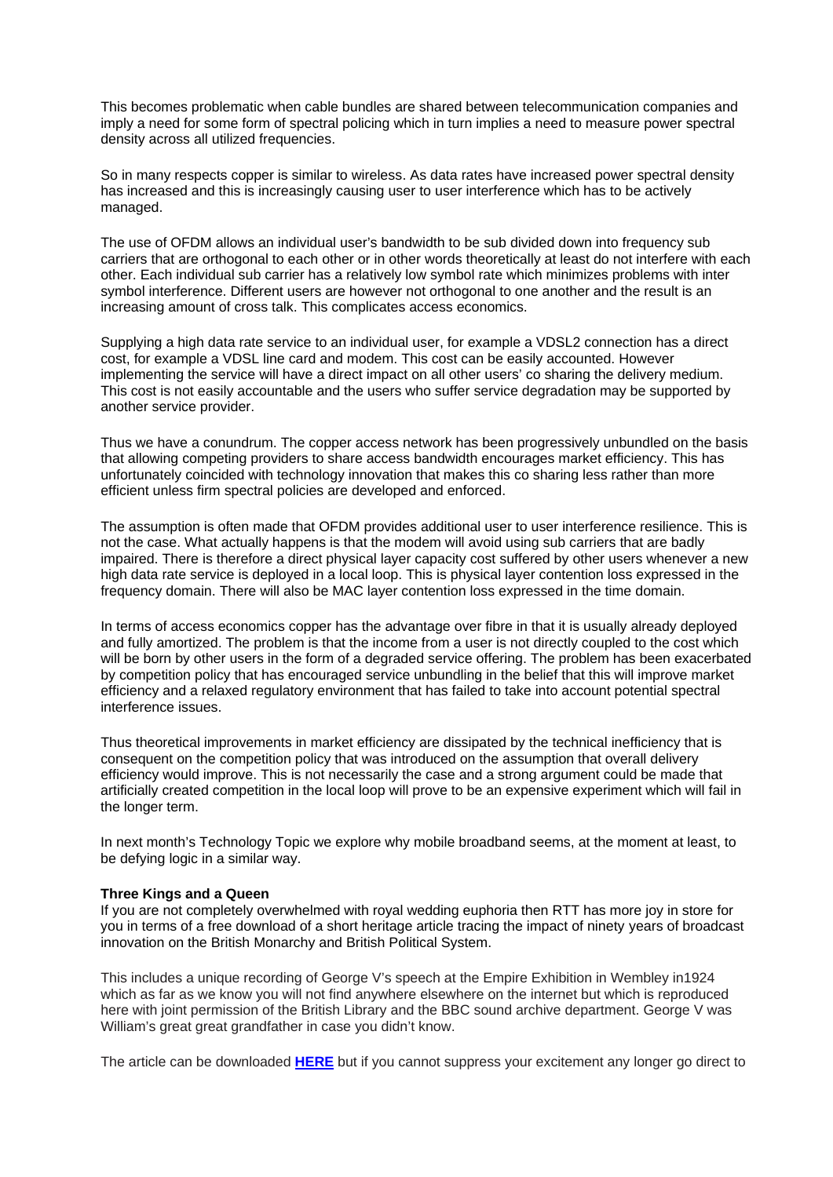This becomes problematic when cable bundles are shared between telecommunication companies and imply a need for some form of spectral policing which in turn implies a need to measure power spectral density across all utilized frequencies.

So in many respects copper is similar to wireless. As data rates have increased power spectral density has increased and this is increasingly causing user to user interference which has to be actively managed.

The use of OFDM allows an individual user's bandwidth to be sub divided down into frequency sub carriers that are orthogonal to each other or in other words theoretically at least do not interfere with each other. Each individual sub carrier has a relatively low symbol rate which minimizes problems with inter symbol interference. Different users are however not orthogonal to one another and the result is an increasing amount of cross talk. This complicates access economics.

Supplying a high data rate service to an individual user, for example a VDSL2 connection has a direct cost, for example a VDSL line card and modem. This cost can be easily accounted. However implementing the service will have a direct impact on all other users' co sharing the delivery medium. This cost is not easily accountable and the users who suffer service degradation may be supported by another service provider.

Thus we have a conundrum. The copper access network has been progressively unbundled on the basis that allowing competing providers to share access bandwidth encourages market efficiency. This has unfortunately coincided with technology innovation that makes this co sharing less rather than more efficient unless firm spectral policies are developed and enforced.

The assumption is often made that OFDM provides additional user to user interference resilience. This is not the case. What actually happens is that the modem will avoid using sub carriers that are badly impaired. There is therefore a direct physical layer capacity cost suffered by other users whenever a new high data rate service is deployed in a local loop. This is physical layer contention loss expressed in the frequency domain. There will also be MAC layer contention loss expressed in the time domain.

In terms of access economics copper has the advantage over fibre in that it is usually already deployed and fully amortized. The problem is that the income from a user is not directly coupled to the cost which will be born by other users in the form of a degraded service offering. The problem has been exacerbated by competition policy that has encouraged service unbundling in the belief that this will improve market efficiency and a relaxed regulatory environment that has failed to take into account potential spectral interference issues.

Thus theoretical improvements in market efficiency are dissipated by the technical inefficiency that is consequent on the competition policy that was introduced on the assumption that overall delivery efficiency would improve. This is not necessarily the case and a strong argument could be made that artificially created competition in the local loop will prove to be an expensive experiment which will fail in the longer term.

In next month's Technology Topic we explore why mobile broadband seems, at the moment at least, to be defying logic in a similar way.

**Three Kings and a Queen**
If you are not completely overwhelmed with royal wedding euphoria then RTT has more joy in store for you in terms of a free download of a short heritage article tracing the impact of ninety years of broadcast innovation on the British Monarchy and British Political System.

This includes a unique recording of George V's speech at the Empire Exhibition in Wembley in1924 which as far as we know you will not find anywhere elsewhere on the internet but which is reproduced here with joint permission of the British Library and the BBC sound archive department. George V was William's great great grandfather in case you didn't know.

The article can be downloaded **HERE** but if you cannot suppress your excitement any longer go direct to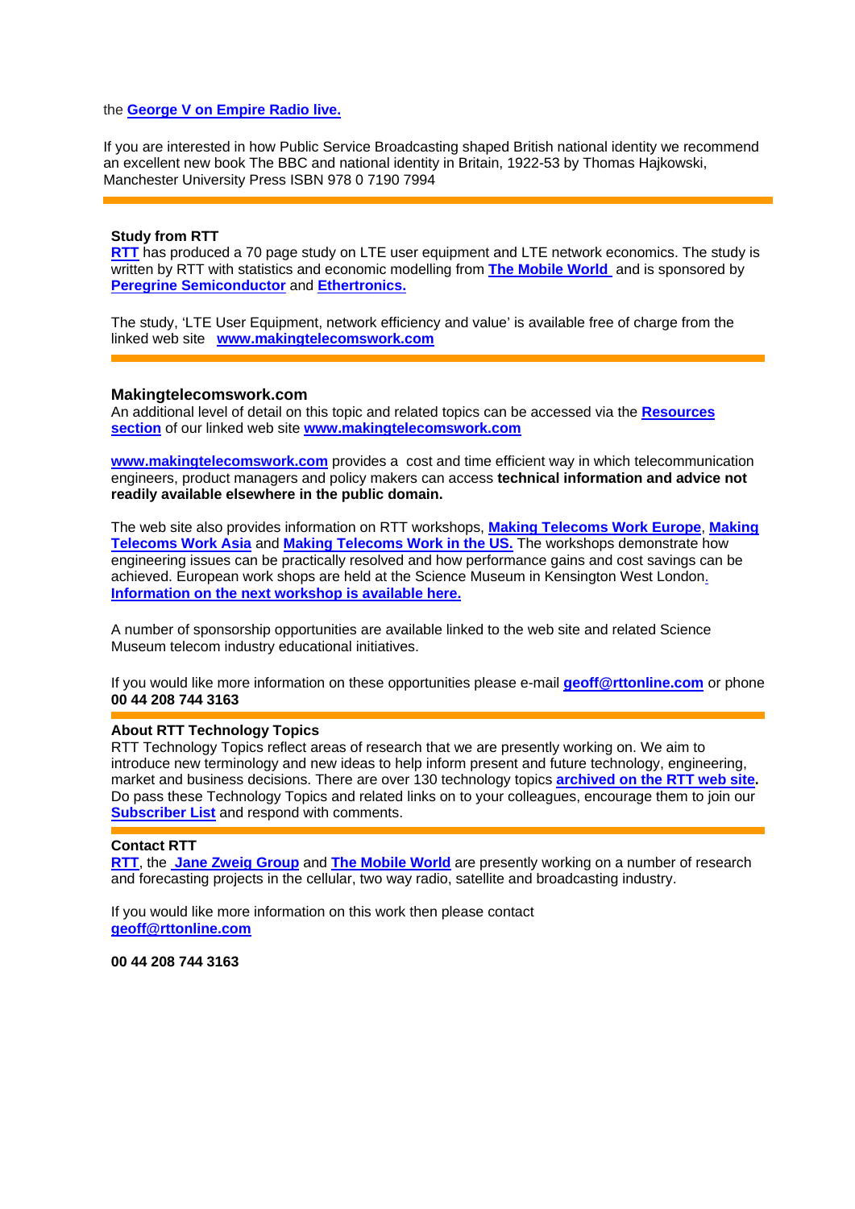the **George V on Empire Radio live.**

If you are interested in how Public Service Broadcasting shaped British national identity we recommend an excellent new book The BBC and national identity in Britain, 1922-53 by Thomas Hajkowski, Manchester University Press ISBN 978 0 7190 7994

---

**Study from RTT**
**RTT** has produced a 70 page study on LTE user equipment and LTE network economics. The study is written by RTT with statistics and economic modelling from **The Mobile World** and is sponsored by **Peregrine Semiconductor** and **Ethertronics.**

The study, 'LTE User Equipment, network efficiency and value' is available free of charge from the linked web site **www.makingtelecomswork.com**

---

### Makingtelecomswork.com

An additional level of detail on this topic and related topics can be accessed via the **Resources section** of our linked web site **www.makingtelecomswork.com**

**www.makingtelecomswork.com** provides a cost and time efficient way in which telecommunication engineers, product managers and policy makers can access **technical information and advice not readily available elsewhere in the public domain.**

The web site also provides information on RTT workshops, **Making Telecoms Work Europe**, **Making Telecoms Work Asia** and **Making Telecoms Work in the US.** The workshops demonstrate how engineering issues can be practically resolved and how performance gains and cost savings can be achieved. European work shops are held at the Science Museum in Kensington West London. **Information on the next workshop is available here.**

A number of sponsorship opportunities are available linked to the web site and related Science Museum telecom industry educational initiatives.

If you would like more information on these opportunities please e-mail **geoff@rttonline.com** or phone **00 44 208 744 3163**

---

**About RTT Technology Topics**
RTT Technology Topics reflect areas of research that we are presently working on. We aim to introduce new terminology and new ideas to help inform present and future technology, engineering, market and business decisions. There are over 130 technology topics **archived on the RTT web site.** Do pass these Technology Topics and related links on to your colleagues, encourage them to join our **Subscriber List** and respond with comments.

---

**Contact RTT**
**RTT**, the **Jane Zweig Group** and **The Mobile World** are presently working on a number of research and forecasting projects in the cellular, two way radio, satellite and broadcasting industry.

If you would like more information on this work then please contact
**geoff@rttonline.com**

**00 44 208 744 3163**